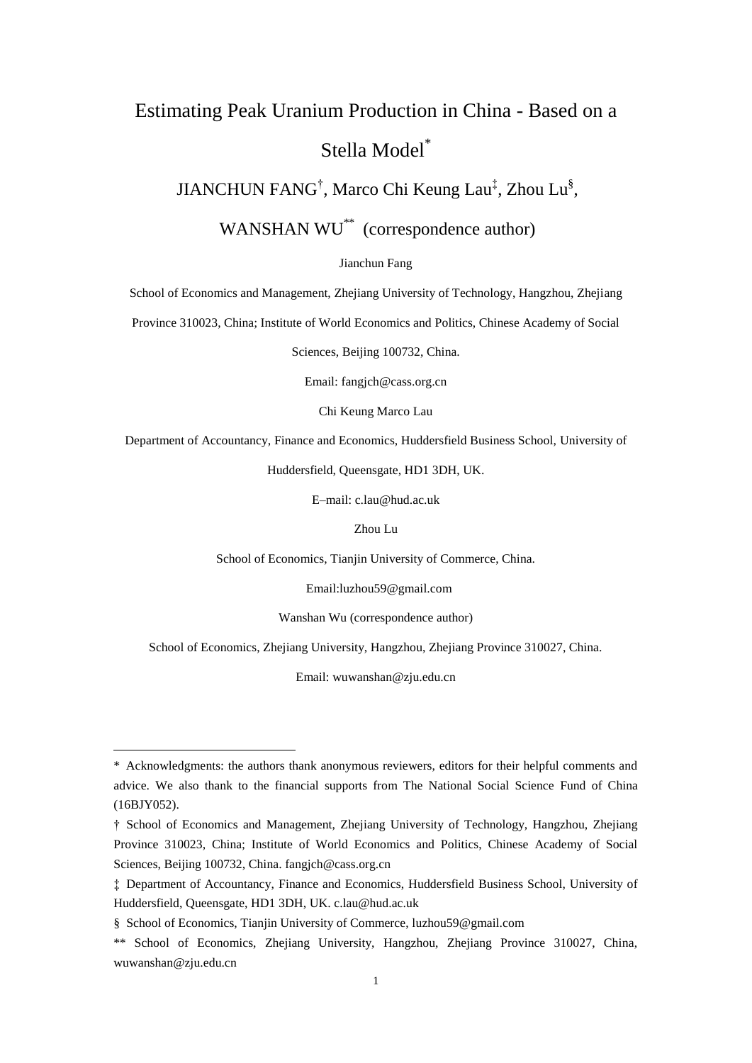# Estimating Peak Uranium Production in China - Based on a Stella Model[*]

## JIANCHUN FANG[†], Marco Chi Keung Lau[‡], Zhou Lu[§], WANSHAN WU[**] (correspondence author)

Jianchun Fang

School of Economics and Management, Zhejiang University of Technology, Hangzhou, Zhejiang Province 310023, China; Institute of World Economics and Politics, Chinese Academy of Social Sciences, Beijing 100732, China.

Email: fangjch@cass.org.cn

Chi Keung Marco Lau

Department of Accountancy, Finance and Economics, Huddersfield Business School, University of Huddersfield, Queensgate, HD1 3DH, UK.

E–mail: c.lau@hud.ac.uk

Zhou Lu

School of Economics, Tianjin University of Commerce, China.

Email:luzhou59@gmail.com

Wanshan Wu (correspondence author)

School of Economics, Zhejiang University, Hangzhou, Zhejiang Province 310027, China.

Email: wuwanshan@zju.edu.cn

---

* Acknowledgments: the authors thank anonymous reviewers, editors for their helpful comments and advice. We also thank to the financial supports from The National Social Science Fund of China (16BJY052).

† School of Economics and Management, Zhejiang University of Technology, Hangzhou, Zhejiang Province 310023, China; Institute of World Economics and Politics, Chinese Academy of Social Sciences, Beijing 100732, China. fangjch@cass.org.cn

‡ Department of Accountancy, Finance and Economics, Huddersfield Business School, University of Huddersfield, Queensgate, HD1 3DH, UK. c.lau@hud.ac.uk

§ School of Economics, Tianjin University of Commerce, luzhou59@gmail.com

** School of Economics, Zhejiang University, Hangzhou, Zhejiang Province 310027, China, wuwanshan@zju.edu.cn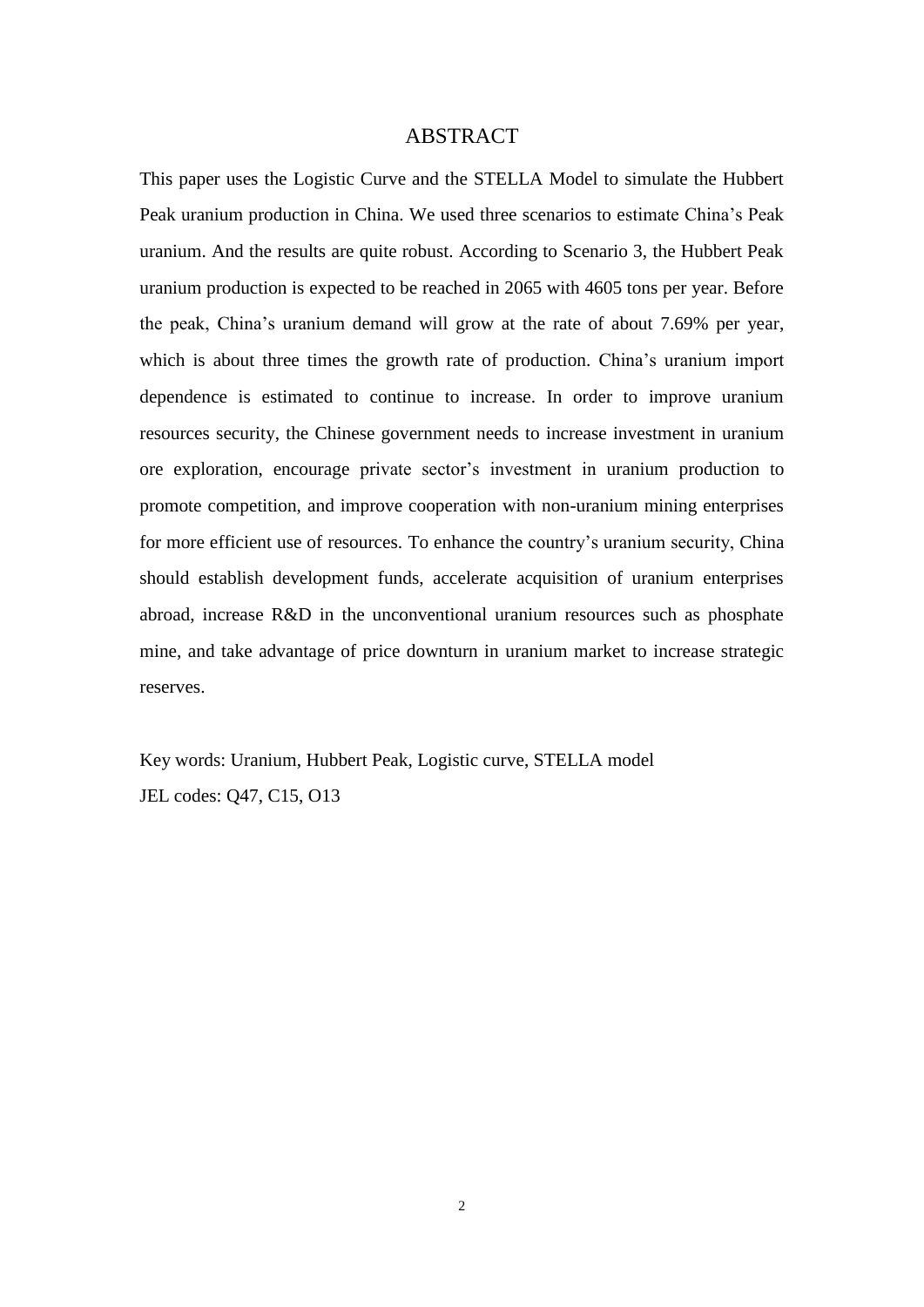# ABSTRACT

This paper uses the Logistic Curve and the STELLA Model to simulate the Hubbert Peak uranium production in China. We used three scenarios to estimate China's Peak uranium. And the results are quite robust. According to Scenario 3, the Hubbert Peak uranium production is expected to be reached in 2065 with 4605 tons per year. Before the peak, China's uranium demand will grow at the rate of about 7.69% per year, which is about three times the growth rate of production. China's uranium import dependence is estimated to continue to increase. In order to improve uranium resources security, the Chinese government needs to increase investment in uranium ore exploration, encourage private sector's investment in uranium production to promote competition, and improve cooperation with non-uranium mining enterprises for more efficient use of resources. To enhance the country's uranium security, China should establish development funds, accelerate acquisition of uranium enterprises abroad, increase R&D in the unconventional uranium resources such as phosphate mine, and take advantage of price downturn in uranium market to increase strategic reserves.

Key words: Uranium, Hubbert Peak, Logistic curve, STELLA model

JEL codes: Q47, C15, O13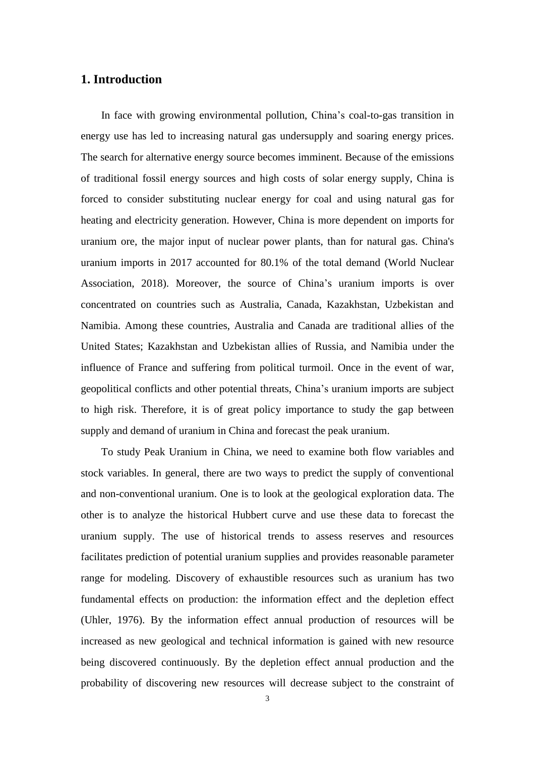## 1. Introduction

In face with growing environmental pollution, China's coal-to-gas transition in energy use has led to increasing natural gas undersupply and soaring energy prices. The search for alternative energy source becomes imminent. Because of the emissions of traditional fossil energy sources and high costs of solar energy supply, China is forced to consider substituting nuclear energy for coal and using natural gas for heating and electricity generation. However, China is more dependent on imports for uranium ore, the major input of nuclear power plants, than for natural gas. China's uranium imports in 2017 accounted for 80.1% of the total demand (World Nuclear Association, 2018). Moreover, the source of China's uranium imports is over concentrated on countries such as Australia, Canada, Kazakhstan, Uzbekistan and Namibia. Among these countries, Australia and Canada are traditional allies of the United States; Kazakhstan and Uzbekistan allies of Russia, and Namibia under the influence of France and suffering from political turmoil. Once in the event of war, geopolitical conflicts and other potential threats, China's uranium imports are subject to high risk. Therefore, it is of great policy importance to study the gap between supply and demand of uranium in China and forecast the peak uranium.

To study Peak Uranium in China, we need to examine both flow variables and stock variables. In general, there are two ways to predict the supply of conventional and non-conventional uranium. One is to look at the geological exploration data. The other is to analyze the historical Hubbert curve and use these data to forecast the uranium supply. The use of historical trends to assess reserves and resources facilitates prediction of potential uranium supplies and provides reasonable parameter range for modeling. Discovery of exhaustible resources such as uranium has two fundamental effects on production: the information effect and the depletion effect (Uhler, 1976). By the information effect annual production of resources will be increased as new geological and technical information is gained with new resource being discovered continuously. By the depletion effect annual production and the probability of discovering new resources will decrease subject to the constraint of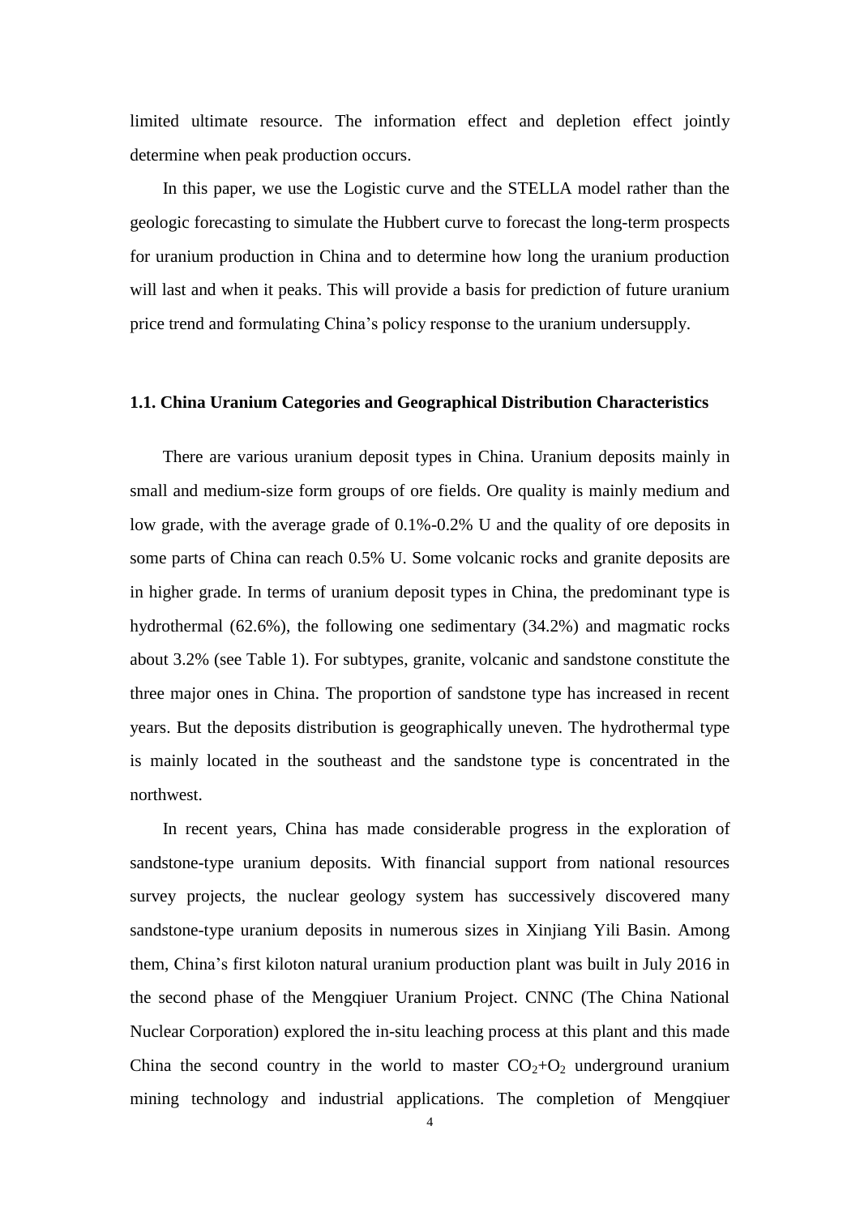limited ultimate resource. The information effect and depletion effect jointly determine when peak production occurs.

In this paper, we use the Logistic curve and the STELLA model rather than the geologic forecasting to simulate the Hubbert curve to forecast the long-term prospects for uranium production in China and to determine how long the uranium production will last and when it peaks. This will provide a basis for prediction of future uranium price trend and formulating China's policy response to the uranium undersupply.

### 1.1. China Uranium Categories and Geographical Distribution Characteristics

There are various uranium deposit types in China. Uranium deposits mainly in small and medium-size form groups of ore fields. Ore quality is mainly medium and low grade, with the average grade of 0.1%-0.2% U and the quality of ore deposits in some parts of China can reach 0.5% U. Some volcanic rocks and granite deposits are in higher grade. In terms of uranium deposit types in China, the predominant type is hydrothermal (62.6%), the following one sedimentary (34.2%) and magmatic rocks about 3.2% (see Table 1). For subtypes, granite, volcanic and sandstone constitute the three major ones in China. The proportion of sandstone type has increased in recent years. But the deposits distribution is geographically uneven. The hydrothermal type is mainly located in the southeast and the sandstone type is concentrated in the northwest.

In recent years, China has made considerable progress in the exploration of sandstone-type uranium deposits. With financial support from national resources survey projects, the nuclear geology system has successively discovered many sandstone-type uranium deposits in numerous sizes in Xinjiang Yili Basin. Among them, China's first kiloton natural uranium production plant was built in July 2016 in the second phase of the Mengqiuer Uranium Project. CNNC (The China National Nuclear Corporation) explored the in-situ leaching process at this plant and this made China the second country in the world to master $CO_2$+$O_2$ underground uranium mining technology and industrial applications. The completion of Mengqiuer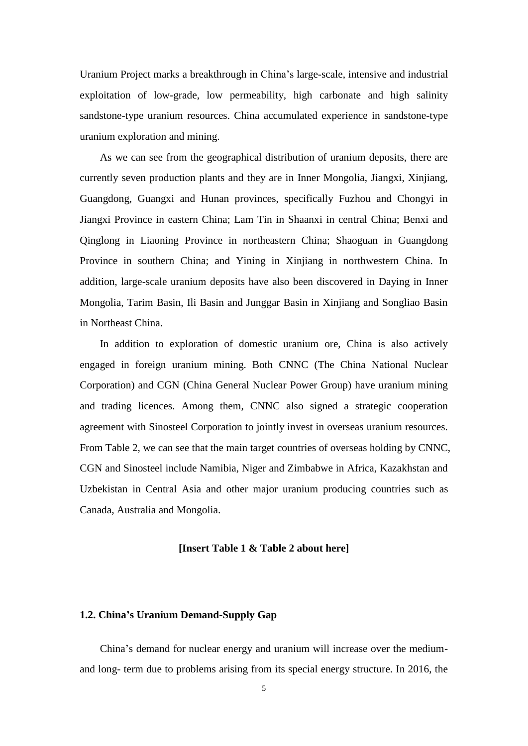Uranium Project marks a breakthrough in China's large-scale, intensive and industrial exploitation of low-grade, low permeability, high carbonate and high salinity sandstone-type uranium resources. China accumulated experience in sandstone-type uranium exploration and mining.

As we can see from the geographical distribution of uranium deposits, there are currently seven production plants and they are in Inner Mongolia, Jiangxi, Xinjiang, Guangdong, Guangxi and Hunan provinces, specifically Fuzhou and Chongyi in Jiangxi Province in eastern China; Lam Tin in Shaanxi in central China; Benxi and Qinglong in Liaoning Province in northeastern China; Shaoguan in Guangdong Province in southern China; and Yining in Xinjiang in northwestern China. In addition, large-scale uranium deposits have also been discovered in Daying in Inner Mongolia, Tarim Basin, Ili Basin and Junggar Basin in Xinjiang and Songliao Basin in Northeast China.

In addition to exploration of domestic uranium ore, China is also actively engaged in foreign uranium mining. Both CNNC (The China National Nuclear Corporation) and CGN (China General Nuclear Power Group) have uranium mining and trading licences. Among them, CNNC also signed a strategic cooperation agreement with Sinosteel Corporation to jointly invest in overseas uranium resources. From Table 2, we can see that the main target countries of overseas holding by CNNC, CGN and Sinosteel include Namibia, Niger and Zimbabwe in Africa, Kazakhstan and Uzbekistan in Central Asia and other major uranium producing countries such as Canada, Australia and Mongolia.

**[Insert Table 1 & Table 2 about here]**

### 1.2. China's Uranium Demand-Supply Gap

China's demand for nuclear energy and uranium will increase over the medium- and long- term due to problems arising from its special energy structure. In 2016, the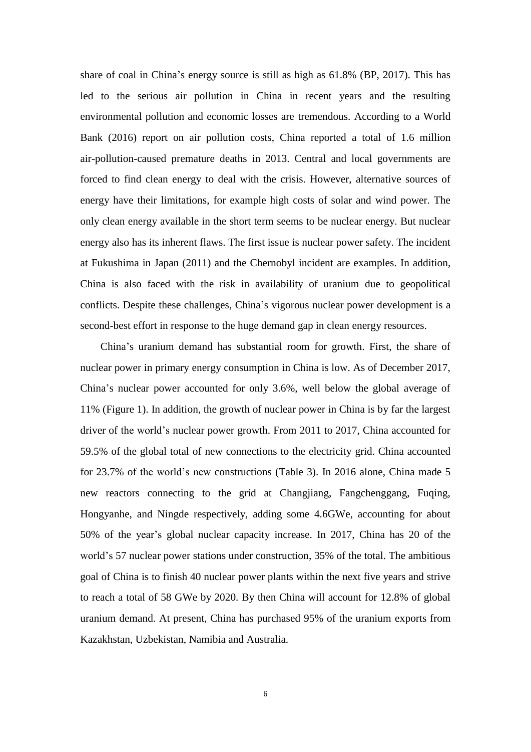share of coal in China's energy source is still as high as 61.8% (BP, 2017). This has led to the serious air pollution in China in recent years and the resulting environmental pollution and economic losses are tremendous. According to a World Bank (2016) report on air pollution costs, China reported a total of 1.6 million air-pollution-caused premature deaths in 2013. Central and local governments are forced to find clean energy to deal with the crisis. However, alternative sources of energy have their limitations, for example high costs of solar and wind power. The only clean energy available in the short term seems to be nuclear energy. But nuclear energy also has its inherent flaws. The first issue is nuclear power safety. The incident at Fukushima in Japan (2011) and the Chernobyl incident are examples. In addition, China is also faced with the risk in availability of uranium due to geopolitical conflicts. Despite these challenges, China's vigorous nuclear power development is a second-best effort in response to the huge demand gap in clean energy resources.

China's uranium demand has substantial room for growth. First, the share of nuclear power in primary energy consumption in China is low. As of December 2017, China's nuclear power accounted for only 3.6%, well below the global average of 11% (Figure 1). In addition, the growth of nuclear power in China is by far the largest driver of the world's nuclear power growth. From 2011 to 2017, China accounted for 59.5% of the global total of new connections to the electricity grid. China accounted for 23.7% of the world's new constructions (Table 3). In 2016 alone, China made 5 new reactors connecting to the grid at Changjiang, Fangchenggang, Fuqing, Hongyanhe, and Ningde respectively, adding some 4.6GWe, accounting for about 50% of the year's global nuclear capacity increase. In 2017, China has 20 of the world's 57 nuclear power stations under construction, 35% of the total. The ambitious goal of China is to finish 40 nuclear power plants within the next five years and strive to reach a total of 58 GWe by 2020. By then China will account for 12.8% of global uranium demand. At present, China has purchased 95% of the uranium exports from Kazakhstan, Uzbekistan, Namibia and Australia.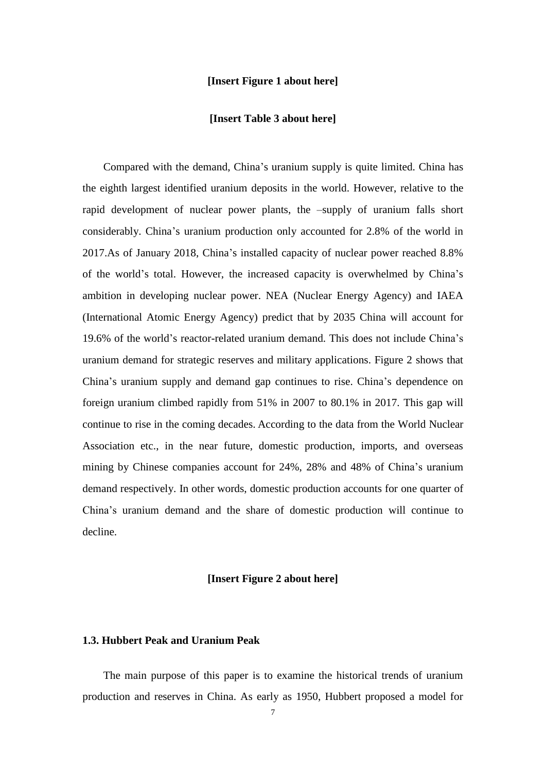**[Insert Figure 1 about here]**

**[Insert Table 3 about here]**

Compared with the demand, China's uranium supply is quite limited. China has the eighth largest identified uranium deposits in the world. However, relative to the rapid development of nuclear power plants, the –supply of uranium falls short considerably. China's uranium production only accounted for 2.8% of the world in 2017.As of January 2018, China's installed capacity of nuclear power reached 8.8% of the world's total. However, the increased capacity is overwhelmed by China's ambition in developing nuclear power. NEA (Nuclear Energy Agency) and IAEA (International Atomic Energy Agency) predict that by 2035 China will account for 19.6% of the world's reactor-related uranium demand. This does not include China's uranium demand for strategic reserves and military applications. Figure 2 shows that China's uranium supply and demand gap continues to rise. China's dependence on foreign uranium climbed rapidly from 51% in 2007 to 80.1% in 2017. This gap will continue to rise in the coming decades. According to the data from the World Nuclear Association etc., in the near future, domestic production, imports, and overseas mining by Chinese companies account for 24%, 28% and 48% of China's uranium demand respectively. In other words, domestic production accounts for one quarter of China's uranium demand and the share of domestic production will continue to decline.

**[Insert Figure 2 about here]**

### 1.3. Hubbert Peak and Uranium Peak

The main purpose of this paper is to examine the historical trends of uranium production and reserves in China. As early as 1950, Hubbert proposed a model for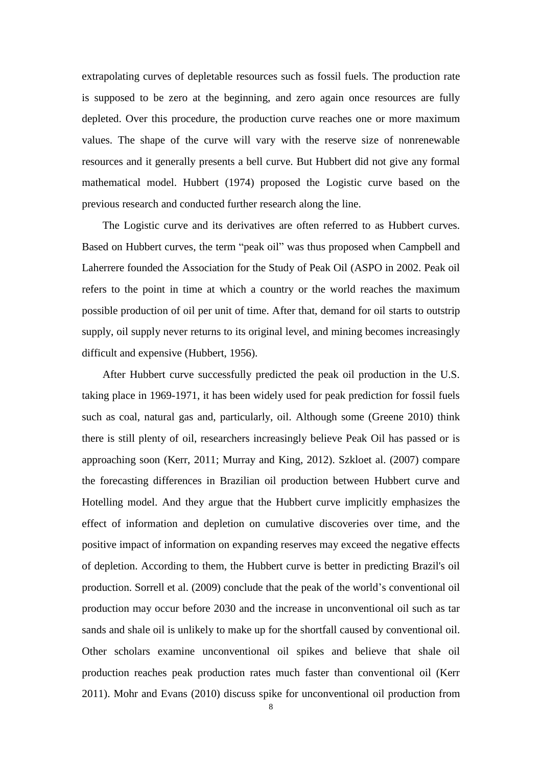extrapolating curves of depletable resources such as fossil fuels. The production rate is supposed to be zero at the beginning, and zero again once resources are fully depleted. Over this procedure, the production curve reaches one or more maximum values. The shape of the curve will vary with the reserve size of nonrenewable resources and it generally presents a bell curve. But Hubbert did not give any formal mathematical model. Hubbert (1974) proposed the Logistic curve based on the previous research and conducted further research along the line.

The Logistic curve and its derivatives are often referred to as Hubbert curves. Based on Hubbert curves, the term "peak oil" was thus proposed when Campbell and Laherrere founded the Association for the Study of Peak Oil (ASPO in 2002. Peak oil refers to the point in time at which a country or the world reaches the maximum possible production of oil per unit of time. After that, demand for oil starts to outstrip supply, oil supply never returns to its original level, and mining becomes increasingly difficult and expensive (Hubbert, 1956).

After Hubbert curve successfully predicted the peak oil production in the U.S. taking place in 1969-1971, it has been widely used for peak prediction for fossil fuels such as coal, natural gas and, particularly, oil. Although some (Greene 2010) think there is still plenty of oil, researchers increasingly believe Peak Oil has passed or is approaching soon (Kerr, 2011; Murray and King, 2012). Szkloet al. (2007) compare the forecasting differences in Brazilian oil production between Hubbert curve and Hotelling model. And they argue that the Hubbert curve implicitly emphasizes the effect of information and depletion on cumulative discoveries over time, and the positive impact of information on expanding reserves may exceed the negative effects of depletion. According to them, the Hubbert curve is better in predicting Brazil's oil production. Sorrell et al. (2009) conclude that the peak of the world's conventional oil production may occur before 2030 and the increase in unconventional oil such as tar sands and shale oil is unlikely to make up for the shortfall caused by conventional oil. Other scholars examine unconventional oil spikes and believe that shale oil production reaches peak production rates much faster than conventional oil (Kerr 2011). Mohr and Evans (2010) discuss spike for unconventional oil production from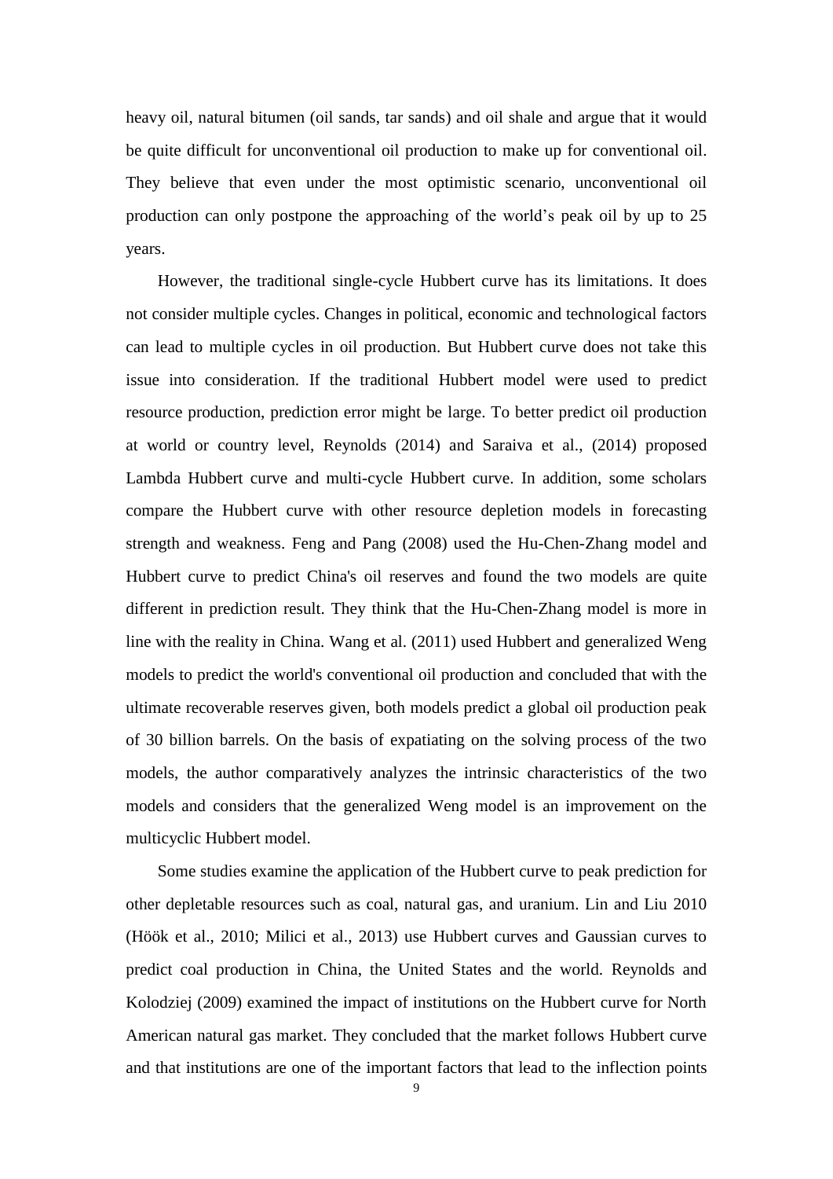heavy oil, natural bitumen (oil sands, tar sands) and oil shale and argue that it would be quite difficult for unconventional oil production to make up for conventional oil. They believe that even under the most optimistic scenario, unconventional oil production can only postpone the approaching of the world's peak oil by up to 25 years.

However, the traditional single-cycle Hubbert curve has its limitations. It does not consider multiple cycles. Changes in political, economic and technological factors can lead to multiple cycles in oil production. But Hubbert curve does not take this issue into consideration. If the traditional Hubbert model were used to predict resource production, prediction error might be large. To better predict oil production at world or country level, Reynolds (2014) and Saraiva et al., (2014) proposed Lambda Hubbert curve and multi-cycle Hubbert curve. In addition, some scholars compare the Hubbert curve with other resource depletion models in forecasting strength and weakness. Feng and Pang (2008) used the Hu-Chen-Zhang model and Hubbert curve to predict China's oil reserves and found the two models are quite different in prediction result. They think that the Hu-Chen-Zhang model is more in line with the reality in China. Wang et al. (2011) used Hubbert and generalized Weng models to predict the world's conventional oil production and concluded that with the ultimate recoverable reserves given, both models predict a global oil production peak of 30 billion barrels. On the basis of expatiating on the solving process of the two models, the author comparatively analyzes the intrinsic characteristics of the two models and considers that the generalized Weng model is an improvement on the multicyclic Hubbert model.

Some studies examine the application of the Hubbert curve to peak prediction for other depletable resources such as coal, natural gas, and uranium. Lin and Liu 2010 (Höök et al., 2010; Milici et al., 2013) use Hubbert curves and Gaussian curves to predict coal production in China, the United States and the world. Reynolds and Kolodziej (2009) examined the impact of institutions on the Hubbert curve for North American natural gas market. They concluded that the market follows Hubbert curve and that institutions are one of the important factors that lead to the inflection points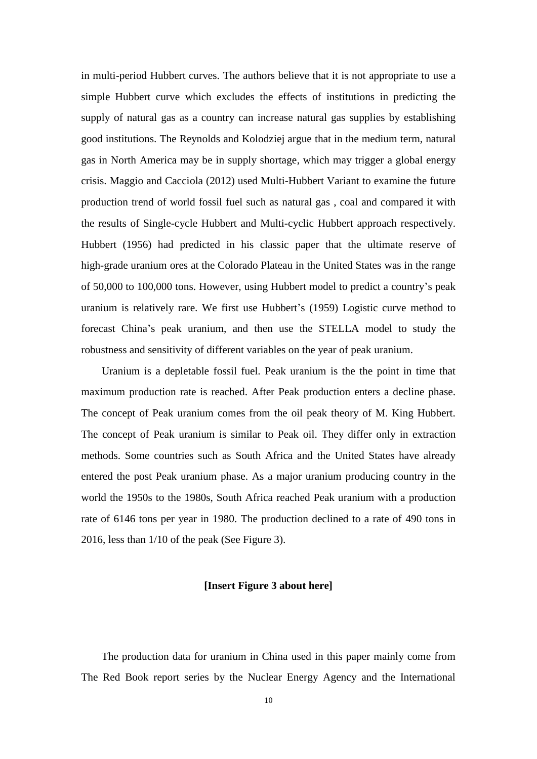in multi-period Hubbert curves. The authors believe that it is not appropriate to use a simple Hubbert curve which excludes the effects of institutions in predicting the supply of natural gas as a country can increase natural gas supplies by establishing good institutions. The Reynolds and Kolodziej argue that in the medium term, natural gas in North America may be in supply shortage, which may trigger a global energy crisis. Maggio and Cacciola (2012) used Multi-Hubbert Variant to examine the future production trend of world fossil fuel such as natural gas , coal and compared it with the results of Single-cycle Hubbert and Multi-cyclic Hubbert approach respectively. Hubbert (1956) had predicted in his classic paper that the ultimate reserve of high-grade uranium ores at the Colorado Plateau in the United States was in the range of 50,000 to 100,000 tons. However, using Hubbert model to predict a country's peak uranium is relatively rare. We first use Hubbert's (1959) Logistic curve method to forecast China's peak uranium, and then use the STELLA model to study the robustness and sensitivity of different variables on the year of peak uranium.

Uranium is a depletable fossil fuel. Peak uranium is the the point in time that maximum production rate is reached. After Peak production enters a decline phase. The concept of Peak uranium comes from the oil peak theory of M. King Hubbert. The concept of Peak uranium is similar to Peak oil. They differ only in extraction methods. Some countries such as South Africa and the United States have already entered the post Peak uranium phase. As a major uranium producing country in the world the 1950s to the 1980s, South Africa reached Peak uranium with a production rate of 6146 tons per year in 1980. The production declined to a rate of 490 tons in 2016, less than 1/10 of the peak (See Figure 3).

**[Insert Figure 3 about here]**

The production data for uranium in China used in this paper mainly come from The Red Book report series by the Nuclear Energy Agency and the International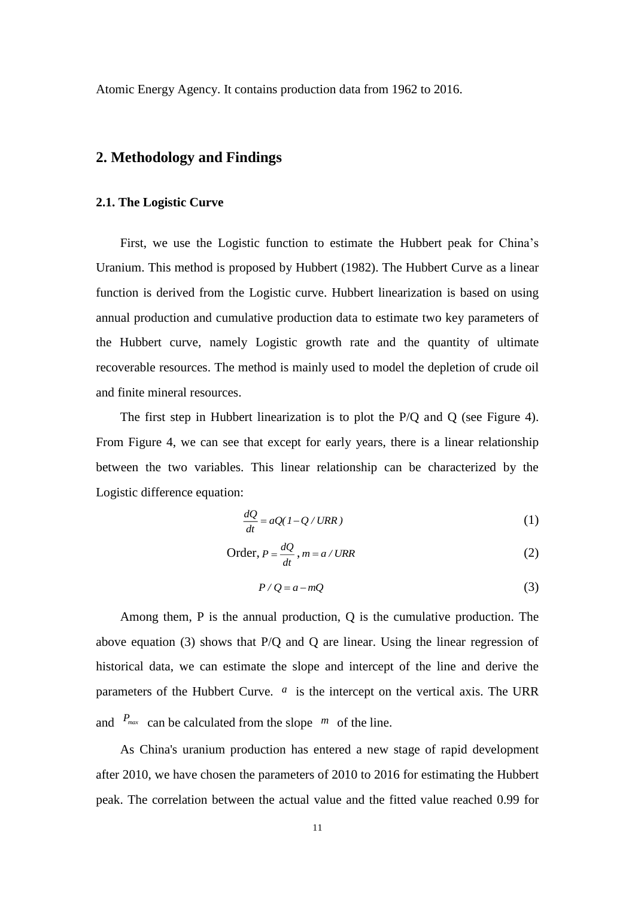Atomic Energy Agency. It contains production data from 1962 to 2016.

## 2. Methodology and Findings

### 2.1. The Logistic Curve

First, we use the Logistic function to estimate the Hubbert peak for China's Uranium. This method is proposed by Hubbert (1982). The Hubbert Curve as a linear function is derived from the Logistic curve. Hubbert linearization is based on using annual production and cumulative production data to estimate two key parameters of the Hubbert curve, namely Logistic growth rate and the quantity of ultimate recoverable resources. The method is mainly used to model the depletion of crude oil and finite mineral resources.

The first step in Hubbert linearization is to plot the P/Q and Q (see Figure 4). From Figure 4, we can see that except for early years, there is a linear relationship between the two variables. This linear relationship can be characterized by the Logistic difference equation:

$$\frac{dQ}{dt} = aQ(1 - Q / URR) \tag{1}$$

$$\text{Order, } P = \frac{dQ}{dt},\ m = a / URR \tag{2}$$

$$P / Q = a - mQ \tag{3}$$

Among them, P is the annual production, Q is the cumulative production. The above equation (3) shows that P/Q and Q are linear. Using the linear regression of historical data, we can estimate the slope and intercept of the line and derive the parameters of the Hubbert Curve. $a$ is the intercept on the vertical axis. The URR and $P_{max}$ can be calculated from the slope $m$ of the line.

As China's uranium production has entered a new stage of rapid development after 2010, we have chosen the parameters of 2010 to 2016 for estimating the Hubbert peak. The correlation between the actual value and the fitted value reached 0.99 for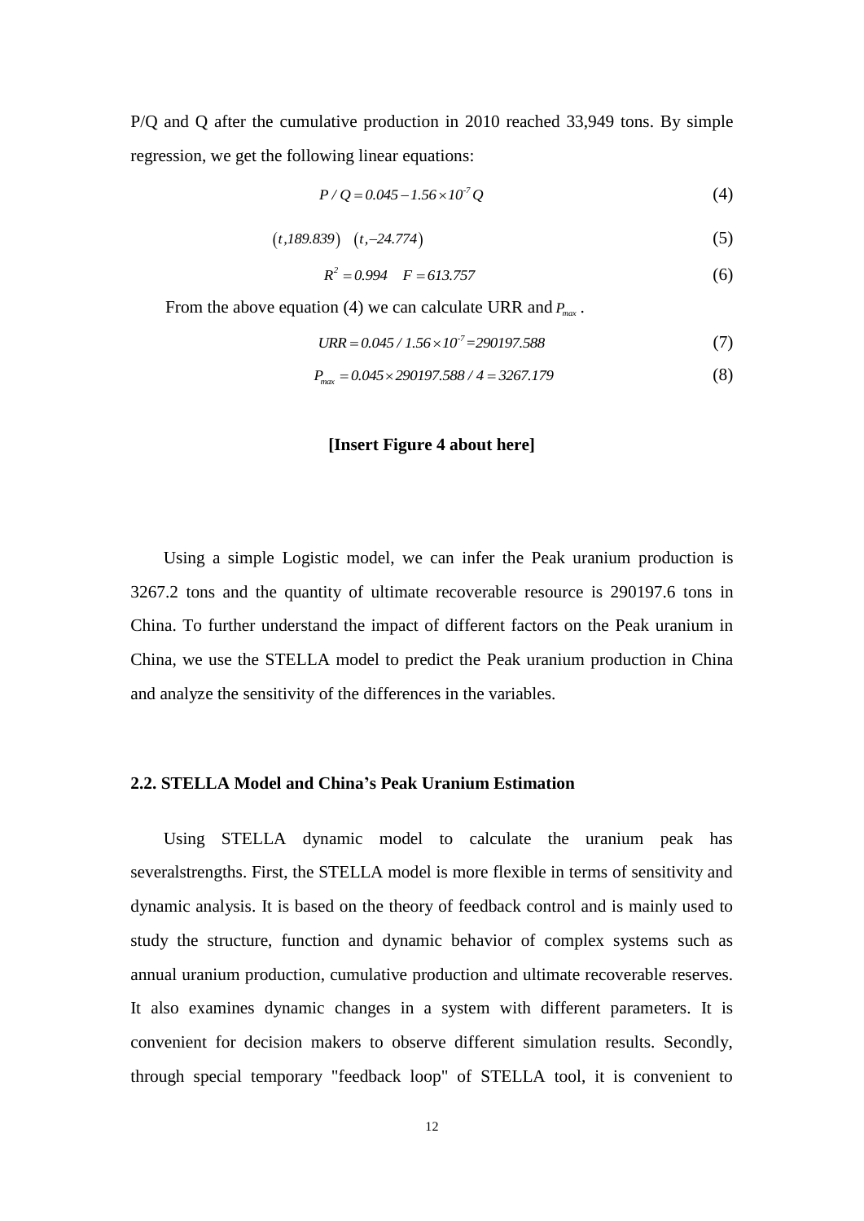P/Q and Q after the cumulative production in 2010 reached 33,949 tons. By simple regression, we get the following linear equations:

$$P / Q = 0.045 - 1.56 \times 10^{-7} Q \tag{4}$$

$$(t, 189.839) \quad (t, -24.774) \tag{5}$$

$$R^2 = 0.994 \quad F = 613.757 \tag{6}$$

From the above equation (4) we can calculate URR and $P_{max}$.

$$URR = 0.045 / 1.56 \times 10^{-7} = 290197.588 \tag{7}$$

$$P_{max} = 0.045 \times 290197.588 / 4 = 3267.179 \tag{8}$$

**[Insert Figure 4 about here]**

Using a simple Logistic model, we can infer the Peak uranium production is 3267.2 tons and the quantity of ultimate recoverable resource is 290197.6 tons in China. To further understand the impact of different factors on the Peak uranium in China, we use the STELLA model to predict the Peak uranium production in China and analyze the sensitivity of the differences in the variables.

### 2.2. STELLA Model and China's Peak Uranium Estimation

Using STELLA dynamic model to calculate the uranium peak has severalstrengths. First, the STELLA model is more flexible in terms of sensitivity and dynamic analysis. It is based on the theory of feedback control and is mainly used to study the structure, function and dynamic behavior of complex systems such as annual uranium production, cumulative production and ultimate recoverable reserves. It also examines dynamic changes in a system with different parameters. It is convenient for decision makers to observe different simulation results. Secondly, through special temporary "feedback loop" of STELLA tool, it is convenient to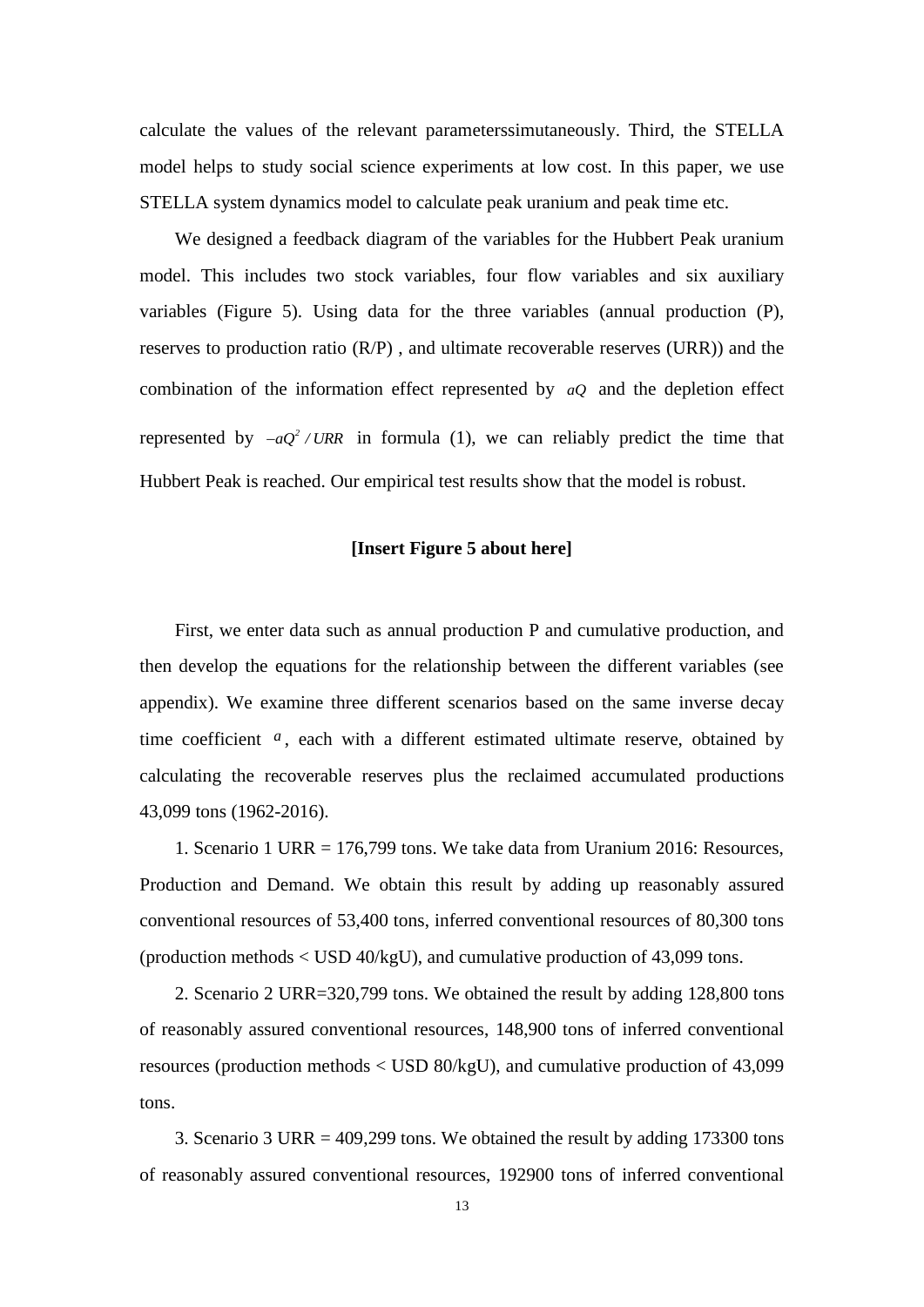calculate the values of the relevant parameterssimutaneously. Third, the STELLA model helps to study social science experiments at low cost. In this paper, we use STELLA system dynamics model to calculate peak uranium and peak time etc.

We designed a feedback diagram of the variables for the Hubbert Peak uranium model. This includes two stock variables, four flow variables and six auxiliary variables (Figure 5). Using data for the three variables (annual production (P), reserves to production ratio (R/P) , and ultimate recoverable reserves (URR)) and the combination of the information effect represented by $aQ$ and the depletion effect represented by $-aQ^2/URR$ in formula (1), we can reliably predict the time that Hubbert Peak is reached. Our empirical test results show that the model is robust.

**[Insert Figure 5 about here]**

First, we enter data such as annual production P and cumulative production, and then develop the equations for the relationship between the different variables (see appendix). We examine three different scenarios based on the same inverse decay time coefficient $a$, each with a different estimated ultimate reserve, obtained by calculating the recoverable reserves plus the reclaimed accumulated productions 43,099 tons (1962-2016).

1. Scenario 1 URR = 176,799 tons. We take data from Uranium 2016: Resources, Production and Demand. We obtain this result by adding up reasonably assured conventional resources of 53,400 tons, inferred conventional resources of 80,300 tons (production methods < USD 40/kgU), and cumulative production of 43,099 tons.

2. Scenario 2 URR=320,799 tons. We obtained the result by adding 128,800 tons of reasonably assured conventional resources, 148,900 tons of inferred conventional resources (production methods < USD 80/kgU), and cumulative production of 43,099 tons.

3. Scenario 3 URR = 409,299 tons. We obtained the result by adding 173300 tons of reasonably assured conventional resources, 192900 tons of inferred conventional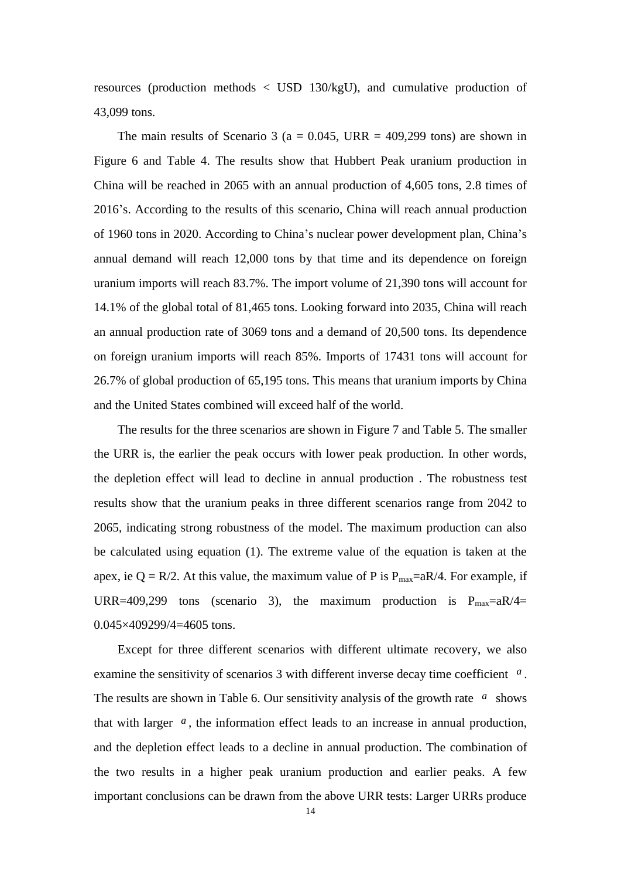resources (production methods < USD 130/kgU), and cumulative production of 43,099 tons.

The main results of Scenario 3 ($a = 0.045$, URR = 409,299 tons) are shown in Figure 6 and Table 4. The results show that Hubbert Peak uranium production in China will be reached in 2065 with an annual production of 4,605 tons, 2.8 times of 2016's. According to the results of this scenario, China will reach annual production of 1960 tons in 2020. According to China's nuclear power development plan, China's annual demand will reach 12,000 tons by that time and its dependence on foreign uranium imports will reach 83.7%. The import volume of 21,390 tons will account for 14.1% of the global total of 81,465 tons. Looking forward into 2035, China will reach an annual production rate of 3069 tons and a demand of 20,500 tons. Its dependence on foreign uranium imports will reach 85%. Imports of 17431 tons will account for 26.7% of global production of 65,195 tons. This means that uranium imports by China and the United States combined will exceed half of the world.

The results for the three scenarios are shown in Figure 7 and Table 5. The smaller the URR is, the earlier the peak occurs with lower peak production. In other words, the depletion effect will lead to decline in annual production . The robustness test results show that the uranium peaks in three different scenarios range from 2042 to 2065, indicating strong robustness of the model. The maximum production can also be calculated using equation (1). The extreme value of the equation is taken at the apex, ie $Q = R/2$. At this value, the maximum value of P is $P_{max}=aR/4$. For example, if URR=409,299 tons (scenario 3), the maximum production is $P_{max}=aR/4= 0.045\times409299/4=4605$ tons.

Except for three different scenarios with different ultimate recovery, we also examine the sensitivity of scenarios 3 with different inverse decay time coefficient $a$. The results are shown in Table 6. Our sensitivity analysis of the growth rate $a$ shows that with larger $a$, the information effect leads to an increase in annual production, and the depletion effect leads to a decline in annual production. The combination of the two results in a higher peak uranium production and earlier peaks. A few important conclusions can be drawn from the above URR tests: Larger URRs produce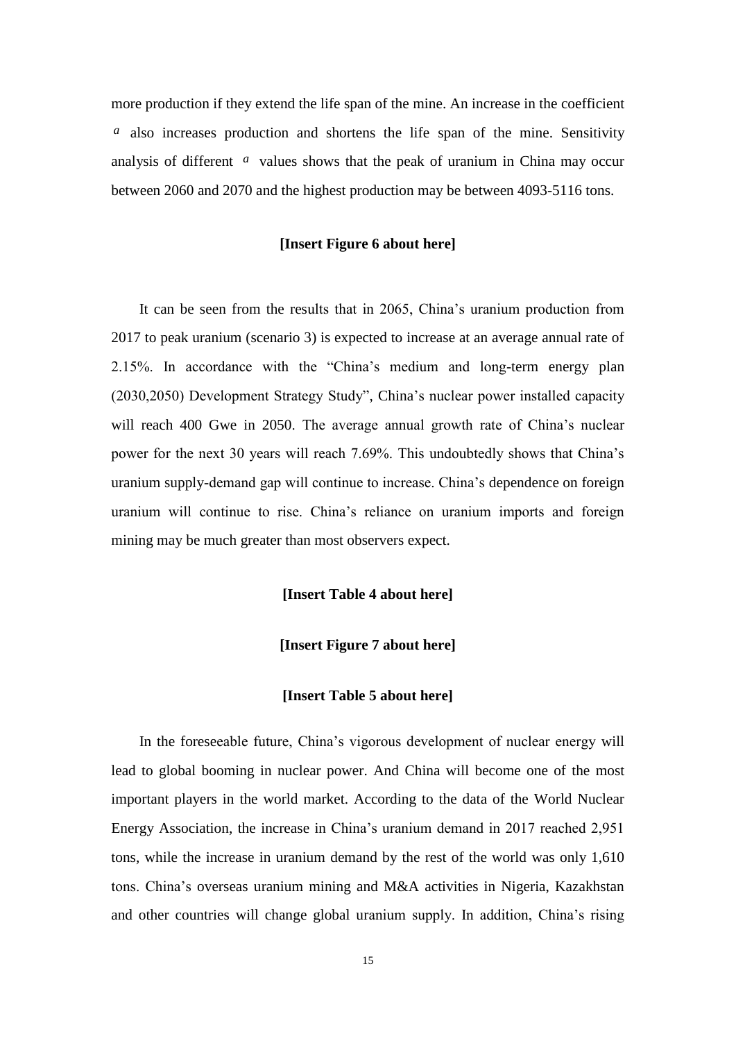more production if they extend the life span of the mine. An increase in the coefficient $a$ also increases production and shortens the life span of the mine. Sensitivity analysis of different $a$ values shows that the peak of uranium in China may occur between 2060 and 2070 and the highest production may be between 4093-5116 tons.

**[Insert Figure 6 about here]**

It can be seen from the results that in 2065, China's uranium production from 2017 to peak uranium (scenario 3) is expected to increase at an average annual rate of 2.15%. In accordance with the "China's medium and long-term energy plan (2030,2050) Development Strategy Study", China's nuclear power installed capacity will reach 400 Gwe in 2050. The average annual growth rate of China's nuclear power for the next 30 years will reach 7.69%. This undoubtedly shows that China's uranium supply-demand gap will continue to increase. China's dependence on foreign uranium will continue to rise. China's reliance on uranium imports and foreign mining may be much greater than most observers expect.

**[Insert Table 4 about here]**

**[Insert Figure 7 about here]**

**[Insert Table 5 about here]**

In the foreseeable future, China's vigorous development of nuclear energy will lead to global booming in nuclear power. And China will become one of the most important players in the world market. According to the data of the World Nuclear Energy Association, the increase in China's uranium demand in 2017 reached 2,951 tons, while the increase in uranium demand by the rest of the world was only 1,610 tons. China's overseas uranium mining and M&A activities in Nigeria, Kazakhstan and other countries will change global uranium supply. In addition, China's rising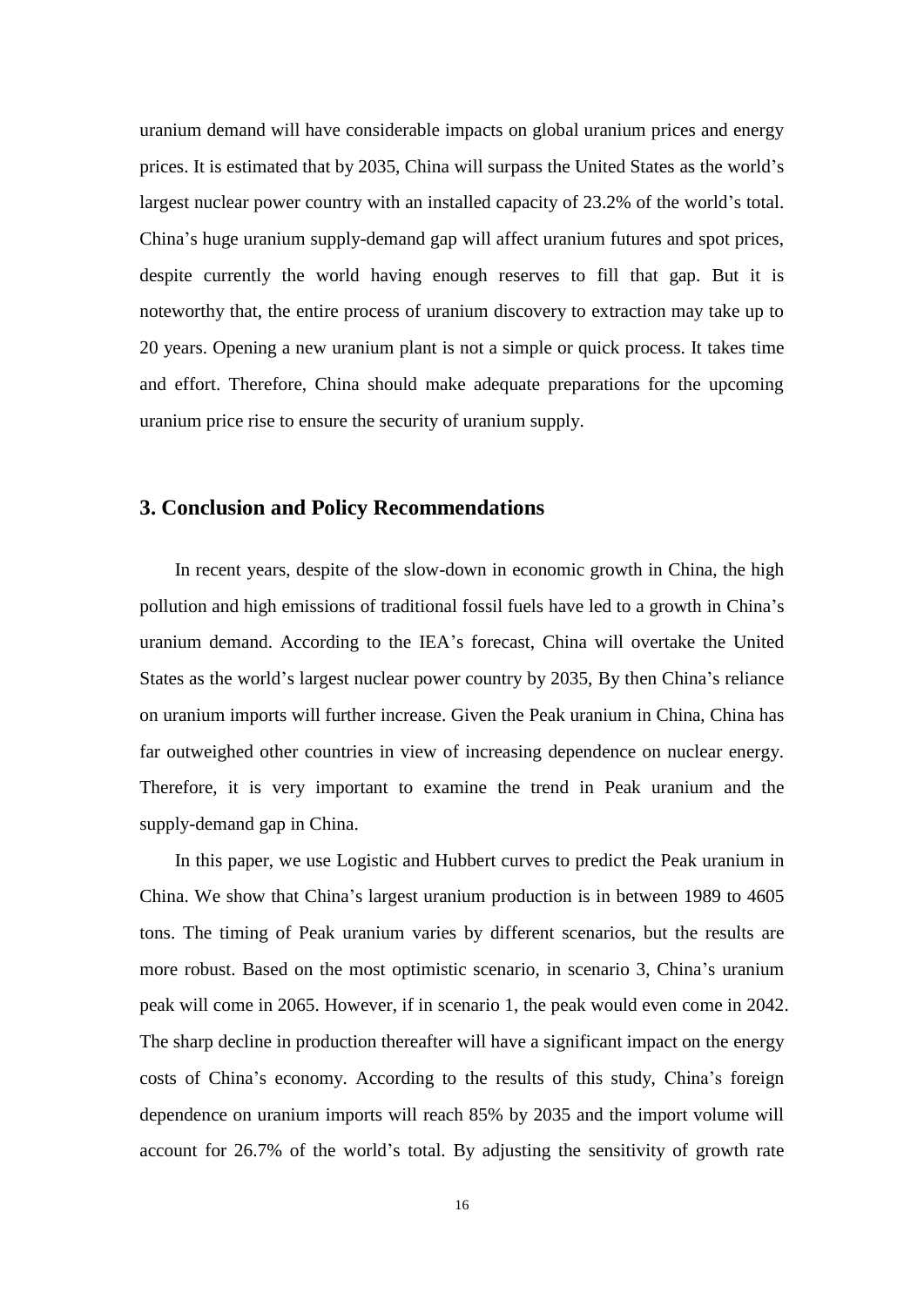uranium demand will have considerable impacts on global uranium prices and energy prices. It is estimated that by 2035, China will surpass the United States as the world's largest nuclear power country with an installed capacity of 23.2% of the world's total. China's huge uranium supply-demand gap will affect uranium futures and spot prices, despite currently the world having enough reserves to fill that gap. But it is noteworthy that, the entire process of uranium discovery to extraction may take up to 20 years. Opening a new uranium plant is not a simple or quick process. It takes time and effort. Therefore, China should make adequate preparations for the upcoming uranium price rise to ensure the security of uranium supply.

## 3. Conclusion and Policy Recommendations

In recent years, despite of the slow-down in economic growth in China, the high pollution and high emissions of traditional fossil fuels have led to a growth in China's uranium demand. According to the IEA's forecast, China will overtake the United States as the world's largest nuclear power country by 2035, By then China's reliance on uranium imports will further increase. Given the Peak uranium in China, China has far outweighed other countries in view of increasing dependence on nuclear energy. Therefore, it is very important to examine the trend in Peak uranium and the supply-demand gap in China.

In this paper, we use Logistic and Hubbert curves to predict the Peak uranium in China. We show that China's largest uranium production is in between 1989 to 4605 tons. The timing of Peak uranium varies by different scenarios, but the results are more robust. Based on the most optimistic scenario, in scenario 3, China's uranium peak will come in 2065. However, if in scenario 1, the peak would even come in 2042. The sharp decline in production thereafter will have a significant impact on the energy costs of China's economy. According to the results of this study, China's foreign dependence on uranium imports will reach 85% by 2035 and the import volume will account for 26.7% of the world's total. By adjusting the sensitivity of growth rate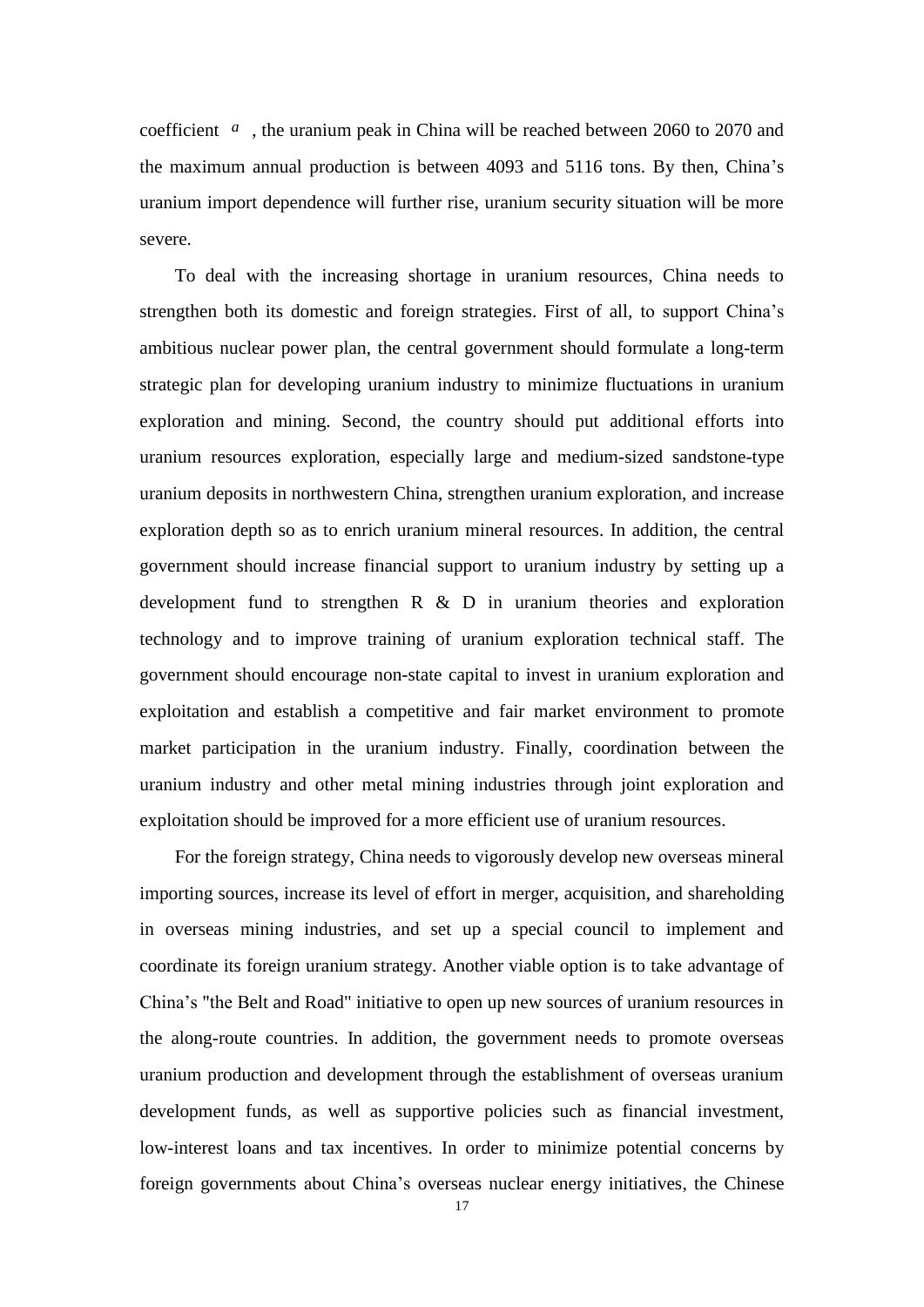coefficient $a$ , the uranium peak in China will be reached between 2060 to 2070 and the maximum annual production is between 4093 and 5116 tons. By then, China's uranium import dependence will further rise, uranium security situation will be more severe.

To deal with the increasing shortage in uranium resources, China needs to strengthen both its domestic and foreign strategies. First of all, to support China's ambitious nuclear power plan, the central government should formulate a long-term strategic plan for developing uranium industry to minimize fluctuations in uranium exploration and mining. Second, the country should put additional efforts into uranium resources exploration, especially large and medium-sized sandstone-type uranium deposits in northwestern China, strengthen uranium exploration, and increase exploration depth so as to enrich uranium mineral resources. In addition, the central government should increase financial support to uranium industry by setting up a development fund to strengthen R & D in uranium theories and exploration technology and to improve training of uranium exploration technical staff. The government should encourage non-state capital to invest in uranium exploration and exploitation and establish a competitive and fair market environment to promote market participation in the uranium industry. Finally, coordination between the uranium industry and other metal mining industries through joint exploration and exploitation should be improved for a more efficient use of uranium resources.

For the foreign strategy, China needs to vigorously develop new overseas mineral importing sources, increase its level of effort in merger, acquisition, and shareholding in overseas mining industries, and set up a special council to implement and coordinate its foreign uranium strategy. Another viable option is to take advantage of China's "the Belt and Road" initiative to open up new sources of uranium resources in the along-route countries. In addition, the government needs to promote overseas uranium production and development through the establishment of overseas uranium development funds, as well as supportive policies such as financial investment, low-interest loans and tax incentives. In order to minimize potential concerns by foreign governments about China's overseas nuclear energy initiatives, the Chinese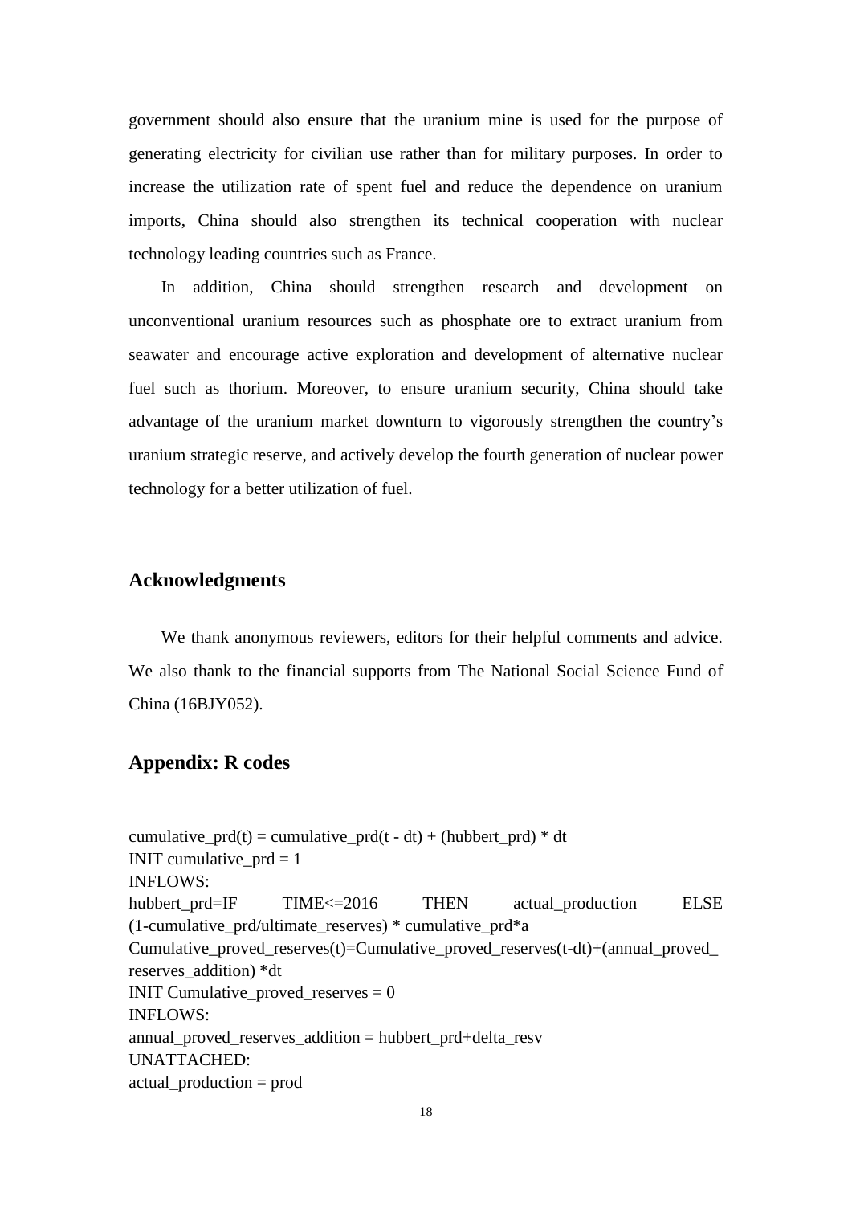government should also ensure that the uranium mine is used for the purpose of generating electricity for civilian use rather than for military purposes. In order to increase the utilization rate of spent fuel and reduce the dependence on uranium imports, China should also strengthen its technical cooperation with nuclear technology leading countries such as France.

In addition, China should strengthen research and development on unconventional uranium resources such as phosphate ore to extract uranium from seawater and encourage active exploration and development of alternative nuclear fuel such as thorium. Moreover, to ensure uranium security, China should take advantage of the uranium market downturn to vigorously strengthen the country's uranium strategic reserve, and actively develop the fourth generation of nuclear power technology for a better utilization of fuel.

## Acknowledgments

We thank anonymous reviewers, editors for their helpful comments and advice. We also thank to the financial supports from The National Social Science Fund of China (16BJY052).

## Appendix: R codes

```
cumulative_prd(t) = cumulative_prd(t - dt) + (hubbert_prd) * dt
INIT cumulative_prd = 1
INFLOWS:
hubbert_prd=IF TIME<=2016 THEN actual_production ELSE
(1-cumulative_prd/ultimate_reserves) * cumulative_prd*a
Cumulative_proved_reserves(t)=Cumulative_proved_reserves(t-dt)+(annual_proved_
reserves_addition) *dt
INIT Cumulative_proved_reserves = 0
INFLOWS:
annual_proved_reserves_addition = hubbert_prd+delta_resv
UNATTACHED:
actual_production = prod
```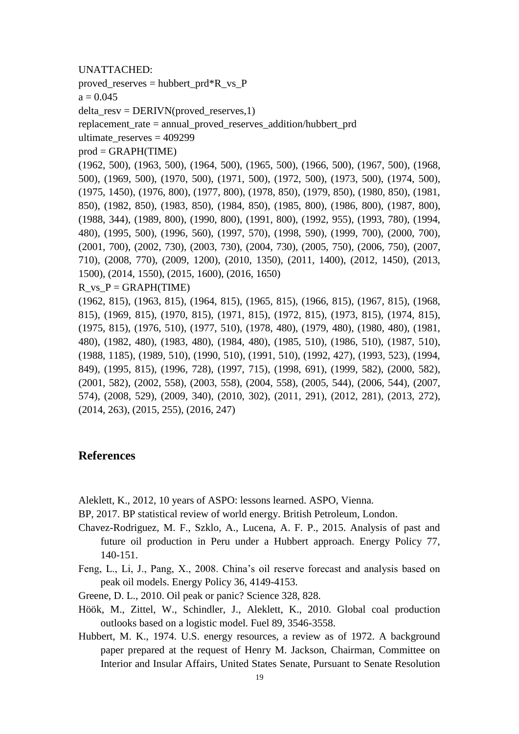UNATTACHED:

proved_reserves = hubbert_prd*R_vs_P

a = 0.045

delta_resv = DERIVN(proved_reserves,1)

replacement_rate = annual_proved_reserves_addition/hubbert_prd

ultimate_reserves = 409299

prod = GRAPH(TIME)

(1962, 500), (1963, 500), (1964, 500), (1965, 500), (1966, 500), (1967, 500), (1968, 500), (1969, 500), (1970, 500), (1971, 500), (1972, 500), (1973, 500), (1974, 500), (1975, 1450), (1976, 800), (1977, 800), (1978, 850), (1979, 850), (1980, 850), (1981, 850), (1982, 850), (1983, 850), (1984, 850), (1985, 800), (1986, 800), (1987, 800), (1988, 344), (1989, 800), (1990, 800), (1991, 800), (1992, 955), (1993, 780), (1994, 480), (1995, 500), (1996, 560), (1997, 570), (1998, 590), (1999, 700), (2000, 700), (2001, 700), (2002, 730), (2003, 730), (2004, 730), (2005, 750), (2006, 750), (2007, 710), (2008, 770), (2009, 1200), (2010, 1350), (2011, 1400), (2012, 1450), (2013, 1500), (2014, 1550), (2015, 1600), (2016, 1650)

R_vs_P = GRAPH(TIME)

(1962, 815), (1963, 815), (1964, 815), (1965, 815), (1966, 815), (1967, 815), (1968, 815), (1969, 815), (1970, 815), (1971, 815), (1972, 815), (1973, 815), (1974, 815), (1975, 815), (1976, 510), (1977, 510), (1978, 480), (1979, 480), (1980, 480), (1981, 480), (1982, 480), (1983, 480), (1984, 480), (1985, 510), (1986, 510), (1987, 510), (1988, 1185), (1989, 510), (1990, 510), (1991, 510), (1992, 427), (1993, 523), (1994, 849), (1995, 815), (1996, 728), (1997, 715), (1998, 691), (1999, 582), (2000, 582), (2001, 582), (2002, 558), (2003, 558), (2004, 558), (2005, 544), (2006, 544), (2007, 574), (2008, 529), (2009, 340), (2010, 302), (2011, 291), (2012, 281), (2013, 272), (2014, 263), (2015, 255), (2016, 247)

## References

Aleklett, K., 2012, 10 years of ASPO: lessons learned. ASPO, Vienna.

BP, 2017. BP statistical review of world energy. British Petroleum, London.

Chavez-Rodriguez, M. F., Szklo, A., Lucena, A. F. P., 2015. Analysis of past and future oil production in Peru under a Hubbert approach. Energy Policy 77, 140-151.

Feng, L., Li, J., Pang, X., 2008. China's oil reserve forecast and analysis based on peak oil models. Energy Policy 36, 4149-4153.

Greene, D. L., 2010. Oil peak or panic? Science 328, 828.

Höök, M., Zittel, W., Schindler, J., Aleklett, K., 2010. Global coal production outlooks based on a logistic model. Fuel 89, 3546-3558.

Hubbert, M. K., 1974. U.S. energy resources, a review as of 1972. A background paper prepared at the request of Henry M. Jackson, Chairman, Committee on Interior and Insular Affairs, United States Senate, Pursuant to Senate Resolution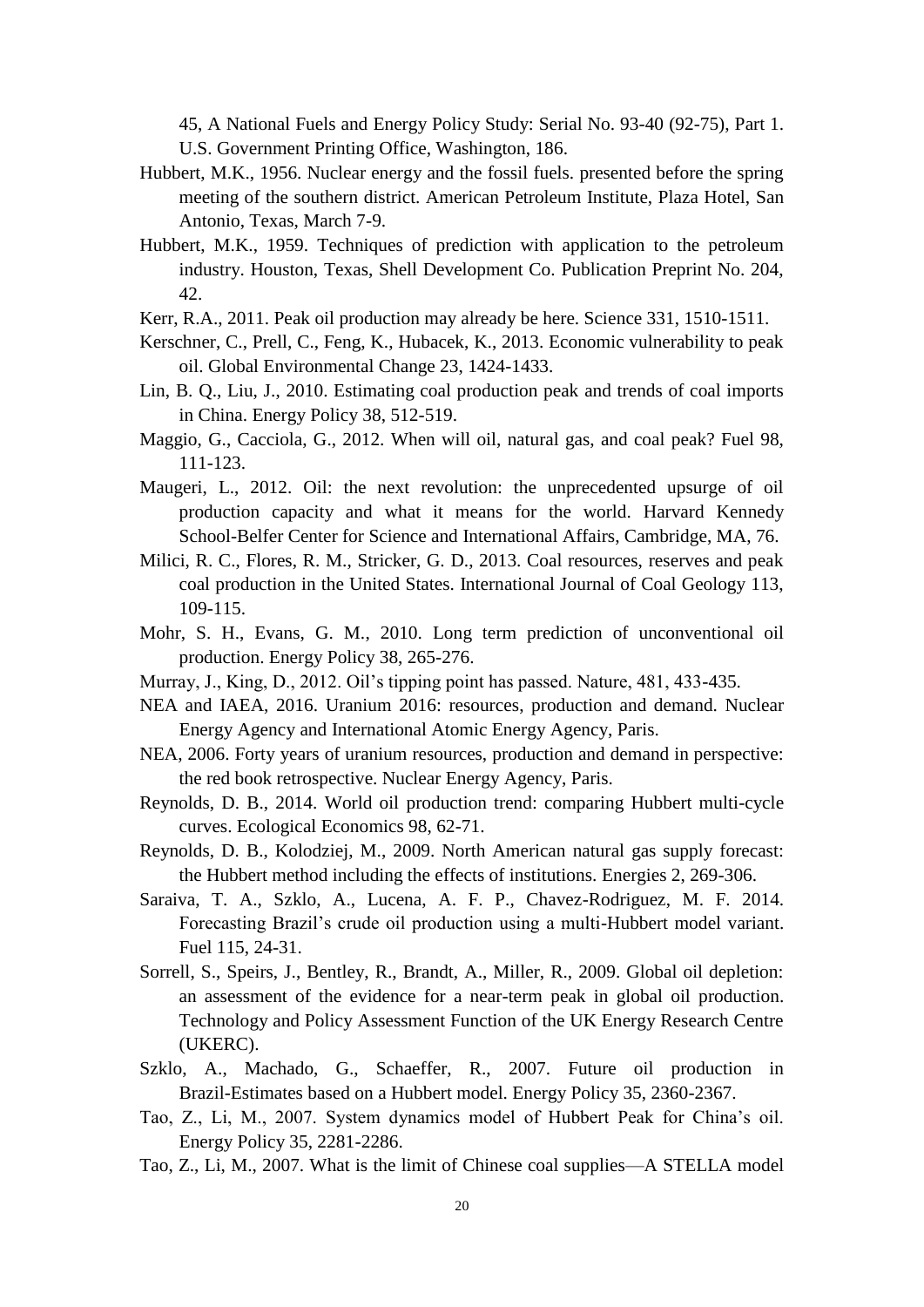45, A National Fuels and Energy Policy Study: Serial No. 93-40 (92-75), Part 1. U.S. Government Printing Office, Washington, 186.

Hubbert, M.K., 1956. Nuclear energy and the fossil fuels. presented before the spring meeting of the southern district. American Petroleum Institute, Plaza Hotel, San Antonio, Texas, March 7-9.

Hubbert, M.K., 1959. Techniques of prediction with application to the petroleum industry. Houston, Texas, Shell Development Co. Publication Preprint No. 204, 42.

Kerr, R.A., 2011. Peak oil production may already be here. Science 331, 1510-1511.

Kerschner, C., Prell, C., Feng, K., Hubacek, K., 2013. Economic vulnerability to peak oil. Global Environmental Change 23, 1424-1433.

Lin, B. Q., Liu, J., 2010. Estimating coal production peak and trends of coal imports in China. Energy Policy 38, 512-519.

Maggio, G., Cacciola, G., 2012. When will oil, natural gas, and coal peak? Fuel 98, 111-123.

Maugeri, L., 2012. Oil: the next revolution: the unprecedented upsurge of oil production capacity and what it means for the world. Harvard Kennedy School-Belfer Center for Science and International Affairs, Cambridge, MA, 76.

Milici, R. C., Flores, R. M., Stricker, G. D., 2013. Coal resources, reserves and peak coal production in the United States. International Journal of Coal Geology 113, 109-115.

Mohr, S. H., Evans, G. M., 2010. Long term prediction of unconventional oil production. Energy Policy 38, 265-276.

Murray, J., King, D., 2012. Oil's tipping point has passed. Nature, 481, 433-435.

NEA and IAEA, 2016. Uranium 2016: resources, production and demand. Nuclear Energy Agency and International Atomic Energy Agency, Paris.

NEA, 2006. Forty years of uranium resources, production and demand in perspective: the red book retrospective. Nuclear Energy Agency, Paris.

Reynolds, D. B., 2014. World oil production trend: comparing Hubbert multi-cycle curves. Ecological Economics 98, 62-71.

Reynolds, D. B., Kolodziej, M., 2009. North American natural gas supply forecast: the Hubbert method including the effects of institutions. Energies 2, 269-306.

Saraiva, T. A., Szklo, A., Lucena, A. F. P., Chavez-Rodriguez, M. F. 2014. Forecasting Brazil's crude oil production using a multi-Hubbert model variant. Fuel 115, 24-31.

Sorrell, S., Speirs, J., Bentley, R., Brandt, A., Miller, R., 2009. Global oil depletion: an assessment of the evidence for a near-term peak in global oil production. Technology and Policy Assessment Function of the UK Energy Research Centre (UKERC).

Szklo, A., Machado, G., Schaeffer, R., 2007. Future oil production in Brazil-Estimates based on a Hubbert model. Energy Policy 35, 2360-2367.

Tao, Z., Li, M., 2007. System dynamics model of Hubbert Peak for China's oil. Energy Policy 35, 2281-2286.

Tao, Z., Li, M., 2007. What is the limit of Chinese coal supplies—A STELLA model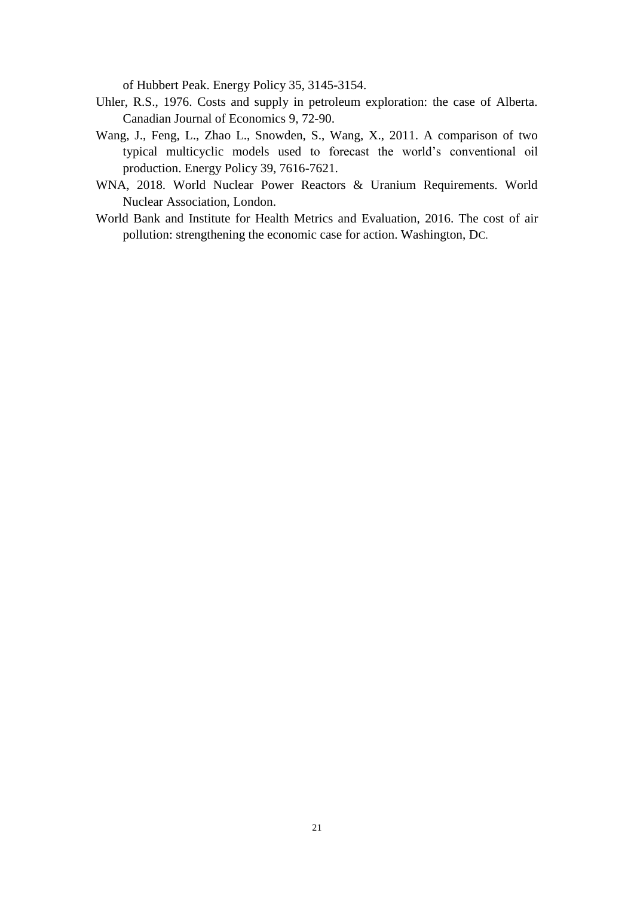of Hubbert Peak. Energy Policy 35, 3145-3154.

Uhler, R.S., 1976. Costs and supply in petroleum exploration: the case of Alberta. Canadian Journal of Economics 9, 72-90.

Wang, J., Feng, L., Zhao L., Snowden, S., Wang, X., 2011. A comparison of two typical multicyclic models used to forecast the world's conventional oil production. Energy Policy 39, 7616-7621.

WNA, 2018. World Nuclear Power Reactors & Uranium Requirements. World Nuclear Association, London.

World Bank and Institute for Health Metrics and Evaluation, 2016. The cost of air pollution: strengthening the economic case for action. Washington, DC.